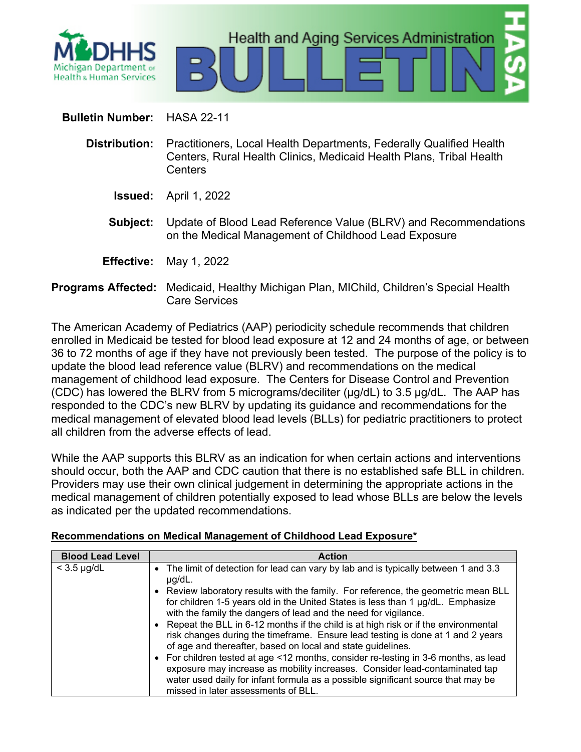Michigan Department of Health & Human Services

# Health and Aging Services Administration BULLETIN

**Bulletin Number:** HASA 22-11

**Distribution:** Practitioners, Local Health Departments, Federally Qualified Health Centers, Rural Health Clinics, Medicaid Health Plans, Tribal Health Centers

**Issued:** April 1, 2022

**Subject:** Update of Blood Lead Reference Value (BLRV) and Recommendations on the Medical Management of Childhood Lead Exposure

**Effective:** May 1, 2022

**Programs Affected:** Medicaid, Healthy Michigan Plan, MIChild, Children's Special Health Care Services

The American Academy of Pediatrics (AAP) periodicity schedule recommends that children enrolled in Medicaid be tested for blood lead exposure at 12 and 24 months of age, or between 36 to 72 months of age if they have not previously been tested. The purpose of the policy is to update the blood lead reference value (BLRV) and recommendations on the medical management of childhood lead exposure. The Centers for Disease Control and Prevention (CDC) has lowered the BLRV from 5 micrograms/deciliter (µg/dL) to 3.5 µg/dL. The AAP has responded to the CDC's new BLRV by updating its guidance and recommendations for the medical management of elevated blood lead levels (BLLs) for pediatric practitioners to protect all children from the adverse effects of lead.

While the AAP supports this BLRV as an indication for when certain actions and interventions should occur, both the AAP and CDC caution that there is no established safe BLL in children. Providers may use their own clinical judgement in determining the appropriate actions in the medical management of children potentially exposed to lead whose BLLs are below the levels as indicated per the updated recommendations.

**<u>Recommendations on Medical Management of Childhood Lead Exposure*</u>**

| Blood Lead Level | Action |
|---|---|
| < 3.5 µg/dL | • The limit of detection for lead can vary by lab and is typically between 1 and 3.3 µg/dL.<br>• Review laboratory results with the family. For reference, the geometric mean BLL for children 1-5 years old in the United States is less than 1 µg/dL. Emphasize with the family the dangers of lead and the need for vigilance.<br>• Repeat the BLL in 6-12 months if the child is at high risk or if the environmental risk changes during the timeframe. Ensure lead testing is done at 1 and 2 years of age and thereafter, based on local and state guidelines.<br>• For children tested at age <12 months, consider re-testing in 3-6 months, as lead exposure may increase as mobility increases. Consider lead-contaminated tap water used daily for infant formula as a possible significant source that may be missed in later assessments of BLL. |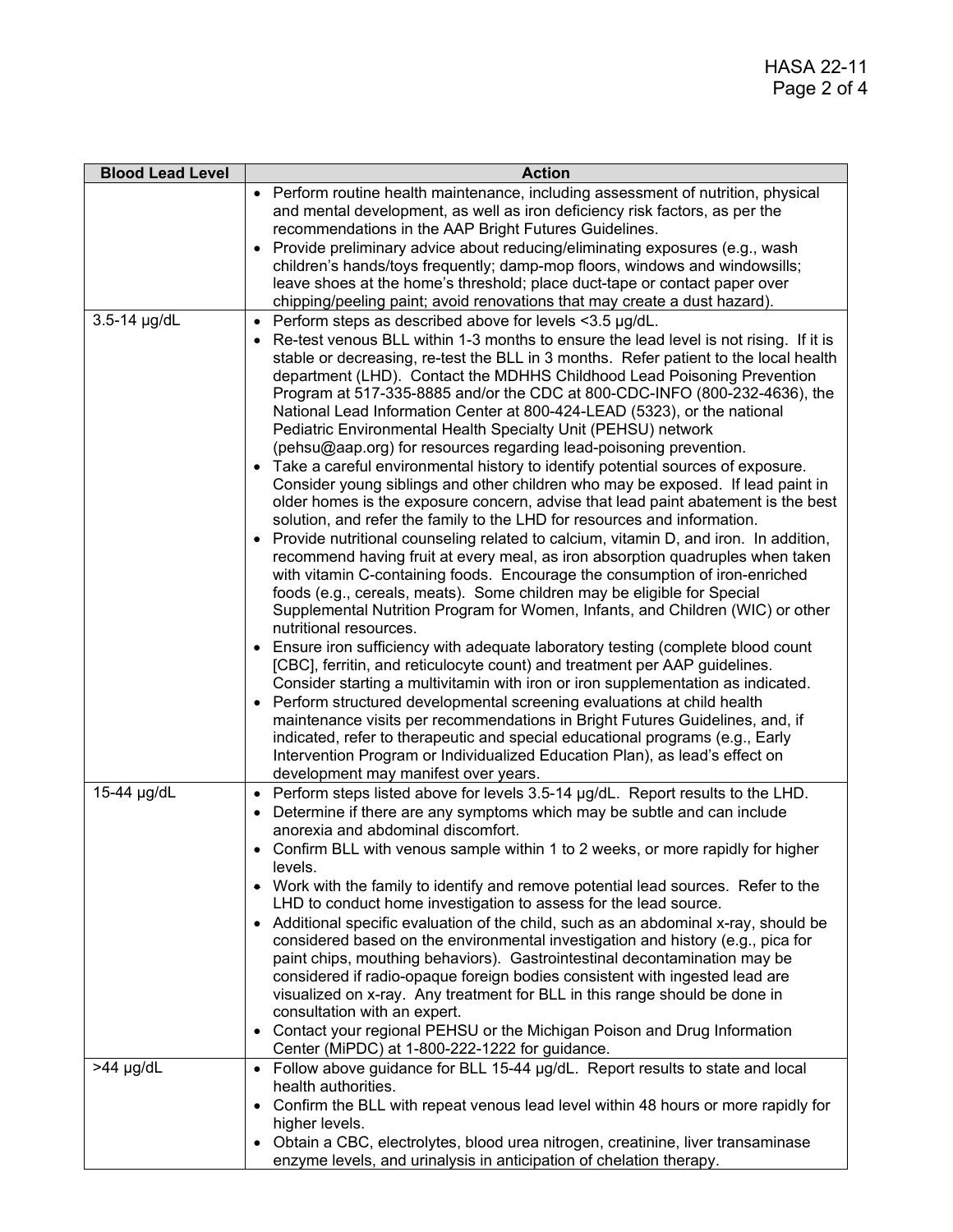| Blood Lead Level | Action |
|---|---|
| | • Perform routine health maintenance, including assessment of nutrition, physical and mental development, as well as iron deficiency risk factors, as per the recommendations in the AAP Bright Futures Guidelines.<br>• Provide preliminary advice about reducing/eliminating exposures (e.g., wash children's hands/toys frequently; damp-mop floors, windows and windowsills; leave shoes at the home's threshold; place duct-tape or contact paper over chipping/peeling paint; avoid renovations that may create a dust hazard). |
| 3.5-14 µg/dL | • Perform steps as described above for levels <3.5 µg/dL.<br>• Re-test venous BLL within 1-3 months to ensure the lead level is not rising. If it is stable or decreasing, re-test the BLL in 3 months. Refer patient to the local health department (LHD). Contact the MDHHS Childhood Lead Poisoning Prevention Program at 517-335-8885 and/or the CDC at 800-CDC-INFO (800-232-4636), the National Lead Information Center at 800-424-LEAD (5323), or the national Pediatric Environmental Health Specialty Unit (PEHSU) network (pehsu@aap.org) for resources regarding lead-poisoning prevention.<br>• Take a careful environmental history to identify potential sources of exposure. Consider young siblings and other children who may be exposed. If lead paint in older homes is the exposure concern, advise that lead paint abatement is the best solution, and refer the family to the LHD for resources and information.<br>• Provide nutritional counseling related to calcium, vitamin D, and iron. In addition, recommend having fruit at every meal, as iron absorption quadruples when taken with vitamin C-containing foods. Encourage the consumption of iron-enriched foods (e.g., cereals, meats). Some children may be eligible for Special Supplemental Nutrition Program for Women, Infants, and Children (WIC) or other nutritional resources.<br>• Ensure iron sufficiency with adequate laboratory testing (complete blood count [CBC], ferritin, and reticulocyte count) and treatment per AAP guidelines. Consider starting a multivitamin with iron or iron supplementation as indicated.<br>• Perform structured developmental screening evaluations at child health maintenance visits per recommendations in Bright Futures Guidelines, and, if indicated, refer to therapeutic and special educational programs (e.g., Early Intervention Program or Individualized Education Plan), as lead's effect on development may manifest over years. |
| 15-44 µg/dL | • Perform steps listed above for levels 3.5-14 µg/dL. Report results to the LHD.<br>• Determine if there are any symptoms which may be subtle and can include anorexia and abdominal discomfort.<br>• Confirm BLL with venous sample within 1 to 2 weeks, or more rapidly for higher levels.<br>• Work with the family to identify and remove potential lead sources. Refer to the LHD to conduct home investigation to assess for the lead source.<br>• Additional specific evaluation of the child, such as an abdominal x-ray, should be considered based on the environmental investigation and history (e.g., pica for paint chips, mouthing behaviors). Gastrointestinal decontamination may be considered if radio-opaque foreign bodies consistent with ingested lead are visualized on x-ray. Any treatment for BLL in this range should be done in consultation with an expert.<br>• Contact your regional PEHSU or the Michigan Poison and Drug Information Center (MiPDC) at 1-800-222-1222 for guidance. |
| >44 µg/dL | • Follow above guidance for BLL 15-44 µg/dL. Report results to state and local health authorities.<br>• Confirm the BLL with repeat venous lead level within 48 hours or more rapidly for higher levels.<br>• Obtain a CBC, electrolytes, blood urea nitrogen, creatinine, liver transaminase enzyme levels, and urinalysis in anticipation of chelation therapy. |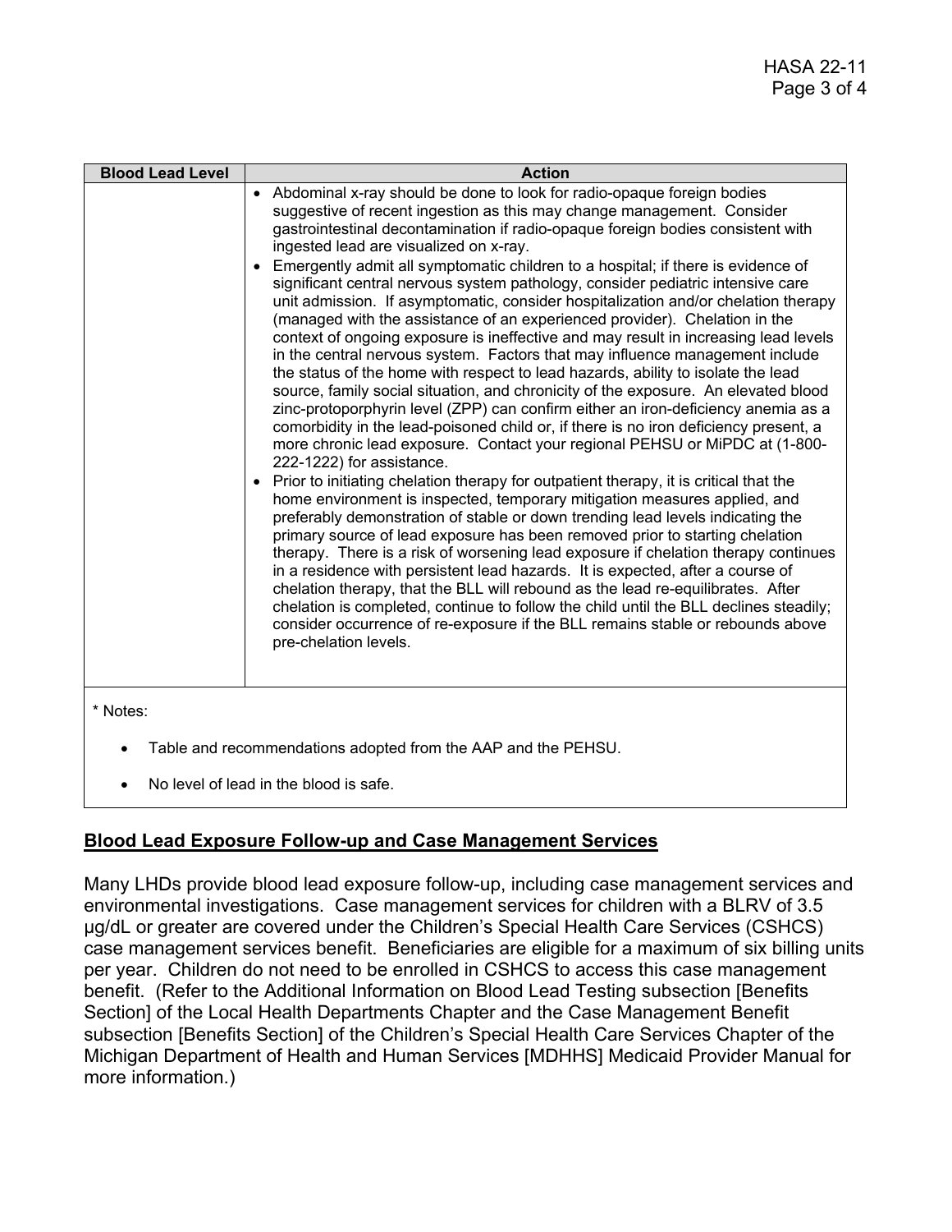| Blood Lead Level | Action |
|---|---|
| | • Abdominal x-ray should be done to look for radio-opaque foreign bodies suggestive of recent ingestion as this may change management. Consider gastrointestinal decontamination if radio-opaque foreign bodies consistent with ingested lead are visualized on x-ray.<br>• Emergently admit all symptomatic children to a hospital; if there is evidence of significant central nervous system pathology, consider pediatric intensive care unit admission. If asymptomatic, consider hospitalization and/or chelation therapy (managed with the assistance of an experienced provider). Chelation in the context of ongoing exposure is ineffective and may result in increasing lead levels in the central nervous system. Factors that may influence management include the status of the home with respect to lead hazards, ability to isolate the lead source, family social situation, and chronicity of the exposure. An elevated blood zinc-protoporphyrin level (ZPP) can confirm either an iron-deficiency anemia as a comorbidity in the lead-poisoned child or, if there is no iron deficiency present, a more chronic lead exposure. Contact your regional PEHSU or MiPDC at (1-800-222-1222) for assistance.<br>• Prior to initiating chelation therapy for outpatient therapy, it is critical that the home environment is inspected, temporary mitigation measures applied, and preferably demonstration of stable or down trending lead levels indicating the primary source of lead exposure has been removed prior to starting chelation therapy. There is a risk of worsening lead exposure if chelation therapy continues in a residence with persistent lead hazards. It is expected, after a course of chelation therapy, that the BLL will rebound as the lead re-equilibrates. After chelation is completed, continue to follow the child until the BLL declines steadily; consider occurrence of re-exposure if the BLL remains stable or rebounds above pre-chelation levels. |

\* Notes:

- Table and recommendations adopted from the AAP and the PEHSU.
- No level of lead in the blood is safe.

## Blood Lead Exposure Follow-up and Case Management Services

Many LHDs provide blood lead exposure follow-up, including case management services and environmental investigations. Case management services for children with a BLRV of 3.5 µg/dL or greater are covered under the Children's Special Health Care Services (CSHCS) case management services benefit. Beneficiaries are eligible for a maximum of six billing units per year. Children do not need to be enrolled in CSHCS to access this case management benefit. (Refer to the Additional Information on Blood Lead Testing subsection [Benefits Section] of the Local Health Departments Chapter and the Case Management Benefit subsection [Benefits Section] of the Children's Special Health Care Services Chapter of the Michigan Department of Health and Human Services [MDHHS] Medicaid Provider Manual for more information.)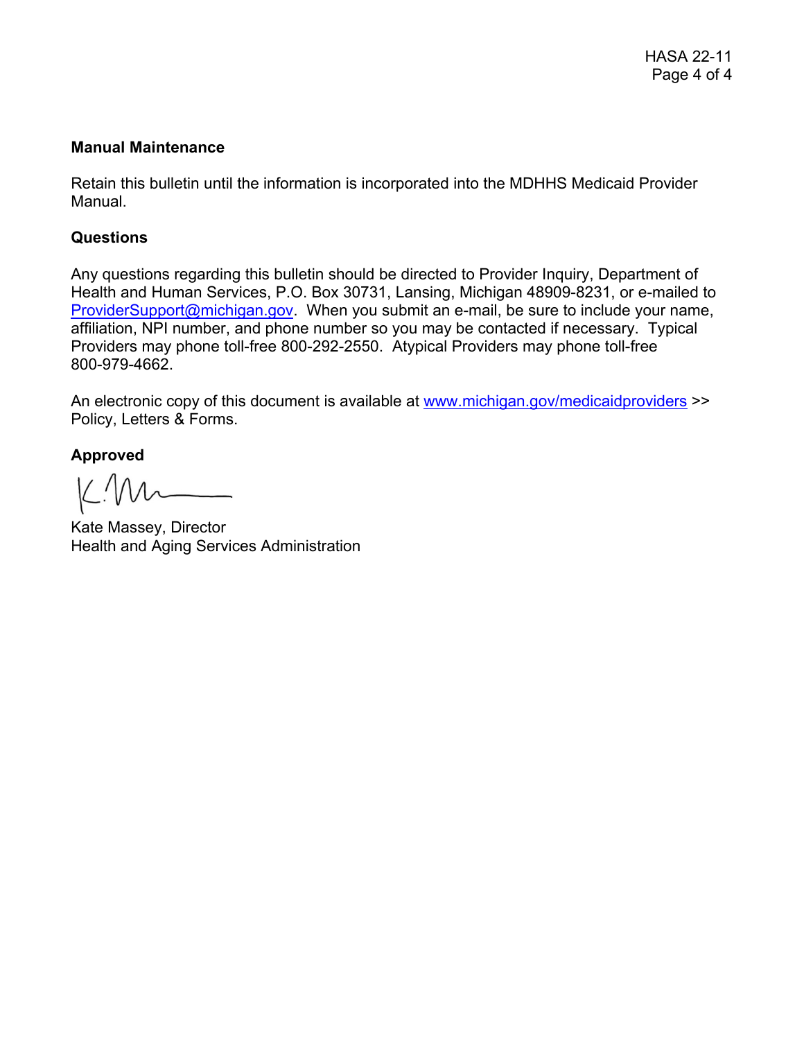**Manual Maintenance**

Retain this bulletin until the information is incorporated into the MDHHS Medicaid Provider Manual.

**Questions**

Any questions regarding this bulletin should be directed to Provider Inquiry, Department of Health and Human Services, P.O. Box 30731, Lansing, Michigan 48909-8231, or e-mailed to ProviderSupport@michigan.gov. When you submit an e-mail, be sure to include your name, affiliation, NPI number, and phone number so you may be contacted if necessary. Typical Providers may phone toll-free 800-292-2550. Atypical Providers may phone toll-free 800-979-4662.

An electronic copy of this document is available at www.michigan.gov/medicaidproviders >> Policy, Letters & Forms.

**Approved**

Kate Massey, Director
Health and Aging Services Administration